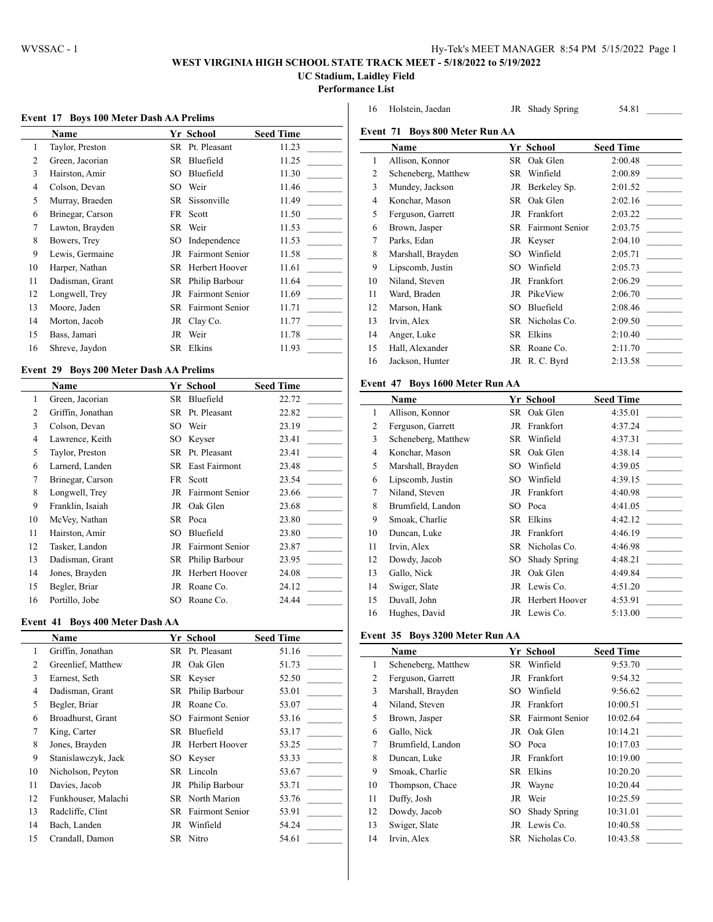# WEST VIRGINIA HIGH SCHOOL STATE TRACK MEET - 5/18/2022 to 5/19/2022

**UC Stadium, Laidley Field**

**Performance List**

### Event 17 Boys 100 Meter Dash AA Prelims

| | Name | Yr | School | Seed Time | |
|---|---|---|---|---|---|
| 1 | Taylor, Preston | SR | Pt. Pleasant | 11.23 | _______ |
| 2 | Green, Jacorian | SR | Bluefield | 11.25 | _______ |
| 3 | Hairston, Amir | SO | Bluefield | 11.30 | _______ |
| 4 | Colson, Devan | SO | Weir | 11.46 | _______ |
| 5 | Murray, Braeden | SR | Sissonville | 11.49 | _______ |
| 6 | Brinegar, Carson | FR | Scott | 11.50 | _______ |
| 7 | Lawton, Brayden | SR | Weir | 11.53 | _______ |
| 8 | Bowers, Trey | SO | Independence | 11.53 | _______ |
| 9 | Lewis, Germaine | JR | Fairmont Senior | 11.58 | _______ |
| 10 | Harper, Nathan | SR | Herbert Hoover | 11.61 | _______ |
| 11 | Dadisman, Grant | SR | Philip Barbour | 11.64 | _______ |
| 12 | Longwell, Trey | JR | Fairmont Senior | 11.69 | _______ |
| 13 | Moore, Jaden | SR | Fairmont Senior | 11.71 | _______ |
| 14 | Morton, Jacob | JR | Clay Co. | 11.77 | _______ |
| 15 | Bass, Jamari | JR | Weir | 11.78 | _______ |
| 16 | Shreve, Jaydon | SR | Elkins | 11.93 | _______ |

### Event 29 Boys 200 Meter Dash AA Prelims

| | Name | Yr | School | Seed Time | |
|---|---|---|---|---|---|
| 1 | Green, Jacorian | SR | Bluefield | 22.72 | _______ |
| 2 | Griffin, Jonathan | SR | Pt. Pleasant | 22.82 | _______ |
| 3 | Colson, Devan | SO | Weir | 23.19 | _______ |
| 4 | Lawrence, Keith | SO | Keyser | 23.41 | _______ |
| 5 | Taylor, Preston | SR | Pt. Pleasant | 23.41 | _______ |
| 6 | Larnerd, Landen | SR | East Fairmont | 23.48 | _______ |
| 7 | Brinegar, Carson | FR | Scott | 23.54 | _______ |
| 8 | Longwell, Trey | JR | Fairmont Senior | 23.66 | _______ |
| 9 | Franklin, Isaiah | JR | Oak Glen | 23.68 | _______ |
| 10 | McVey, Nathan | SR | Poca | 23.80 | _______ |
| 11 | Hairston, Amir | SO | Bluefield | 23.80 | _______ |
| 12 | Tasker, Landon | JR | Fairmont Senior | 23.87 | _______ |
| 13 | Dadisman, Grant | SR | Philip Barbour | 23.95 | _______ |
| 14 | Jones, Brayden | JR | Herbert Hoover | 24.08 | _______ |
| 15 | Begler, Briar | JR | Roane Co. | 24.12 | _______ |
| 16 | Portillo, Jobe | SO | Roane Co. | 24.44 | _______ |

### Event 41 Boys 400 Meter Dash AA

| | Name | Yr | School | Seed Time | |
|---|---|---|---|---|---|
| 1 | Griffin, Jonathan | SR | Pt. Pleasant | 51.16 | _______ |
| 2 | Greenlief, Matthew | JR | Oak Glen | 51.73 | _______ |
| 3 | Earnest, Seth | SR | Keyser | 52.50 | _______ |
| 4 | Dadisman, Grant | SR | Philip Barbour | 53.01 | _______ |
| 5 | Begler, Briar | JR | Roane Co. | 53.07 | _______ |
| 6 | Broadhurst, Grant | SO | Fairmont Senior | 53.16 | _______ |
| 7 | King, Carter | SR | Bluefield | 53.17 | _______ |
| 8 | Jones, Brayden | JR | Herbert Hoover | 53.25 | _______ |
| 9 | Stanislawczyk, Jack | SO | Keyser | 53.33 | _______ |
| 10 | Nicholson, Peyton | SR | Lincoln | 53.67 | _______ |
| 11 | Davies, Jacob | JR | Philip Barbour | 53.71 | _______ |
| 12 | Funkhouser, Malachi | SR | North Marion | 53.76 | _______ |
| 13 | Radcliffe, Clint | SR | Fairmont Senior | 53.91 | _______ |
| 14 | Bach, Landen | JR | Winfield | 54.24 | _______ |
| 15 | Crandall, Damon | SR | Nitro | 54.61 | _______ |
| 16 | Holstein, Jaedan | JR | Shady Spring | 54.81 | _______ |

### Event 71 Boys 800 Meter Run AA

| | Name | Yr | School | Seed Time | |
|---|---|---|---|---|---|
| 1 | Allison, Konnor | SR | Oak Glen | 2:00.48 | _______ |
| 2 | Scheneberg, Matthew | SR | Winfield | 2:00.89 | _______ |
| 3 | Mundey, Jackson | JR | Berkeley Sp. | 2:01.52 | _______ |
| 4 | Konchar, Mason | SR | Oak Glen | 2:02.16 | _______ |
| 5 | Ferguson, Garrett | JR | Frankfort | 2:03.22 | _______ |
| 6 | Brown, Jasper | SR | Fairmont Senior | 2:03.75 | _______ |
| 7 | Parks, Edan | JR | Keyser | 2:04.10 | _______ |
| 8 | Marshall, Brayden | SO | Winfield | 2:05.71 | _______ |
| 9 | Lipscomb, Justin | SO | Winfield | 2:05.73 | _______ |
| 10 | Niland, Steven | JR | Frankfort | 2:06.29 | _______ |
| 11 | Ward, Braden | JR | PikeView | 2:06.70 | _______ |
| 12 | Marson, Hank | SO | Bluefield | 2:08.46 | _______ |
| 13 | Irvin, Alex | SR | Nicholas Co. | 2:09.50 | _______ |
| 14 | Anger, Luke | SR | Elkins | 2:10.40 | _______ |
| 15 | Hall, Alexander | SR | Roane Co. | 2:11.70 | _______ |
| 16 | Jackson, Hunter | JR | R. C. Byrd | 2:13.58 | _______ |

### Event 47 Boys 1600 Meter Run AA

| | Name | Yr | School | Seed Time | |
|---|---|---|---|---|---|
| 1 | Allison, Konnor | SR | Oak Glen | 4:35.01 | _______ |
| 2 | Ferguson, Garrett | JR | Frankfort | 4:37.24 | _______ |
| 3 | Scheneberg, Matthew | SR | Winfield | 4:37.31 | _______ |
| 4 | Konchar, Mason | SR | Oak Glen | 4:38.14 | _______ |
| 5 | Marshall, Brayden | SO | Winfield | 4:39.05 | _______ |
| 6 | Lipscomb, Justin | SO | Winfield | 4:39.15 | _______ |
| 7 | Niland, Steven | JR | Frankfort | 4:40.98 | _______ |
| 8 | Brumfield, Landon | SO | Poca | 4:41.05 | _______ |
| 9 | Smoak, Charlie | SR | Elkins | 4:42.12 | _______ |
| 10 | Duncan, Luke | JR | Frankfort | 4:46.19 | _______ |
| 11 | Irvin, Alex | SR | Nicholas Co. | 4:46.98 | _______ |
| 12 | Dowdy, Jacob | SO | Shady Spring | 4:48.21 | _______ |
| 13 | Gallo, Nick | JR | Oak Glen | 4:49.84 | _______ |
| 14 | Swiger, Slate | JR | Lewis Co. | 4:51.20 | _______ |
| 15 | Duvall, John | JR | Herbert Hoover | 4:53.91 | _______ |
| 16 | Hughes, David | JR | Lewis Co. | 5:13.00 | _______ |

### Event 35 Boys 3200 Meter Run AA

| | Name | Yr | School | Seed Time | |
|---|---|---|---|---|---|
| 1 | Scheneberg, Matthew | SR | Winfield | 9:53.70 | _______ |
| 2 | Ferguson, Garrett | JR | Frankfort | 9:54.32 | _______ |
| 3 | Marshall, Brayden | SO | Winfield | 9:56.62 | _______ |
| 4 | Niland, Steven | JR | Frankfort | 10:00.51 | _______ |
| 5 | Brown, Jasper | SR | Fairmont Senior | 10:02.64 | _______ |
| 6 | Gallo, Nick | JR | Oak Glen | 10:14.21 | _______ |
| 7 | Brumfield, Landon | SO | Poca | 10:17.03 | _______ |
| 8 | Duncan, Luke | JR | Frankfort | 10:19.00 | _______ |
| 9 | Smoak, Charlie | SR | Elkins | 10:20.20 | _______ |
| 10 | Thompson, Chace | JR | Wayne | 10:20.44 | _______ |
| 11 | Duffy, Josh | JR | Weir | 10:25.59 | _______ |
| 12 | Dowdy, Jacob | SO | Shady Spring | 10:31.01 | _______ |
| 13 | Swiger, Slate | JR | Lewis Co. | 10:40.58 | _______ |
| 14 | Irvin, Alex | SR | Nicholas Co. | 10:43.58 | _______ |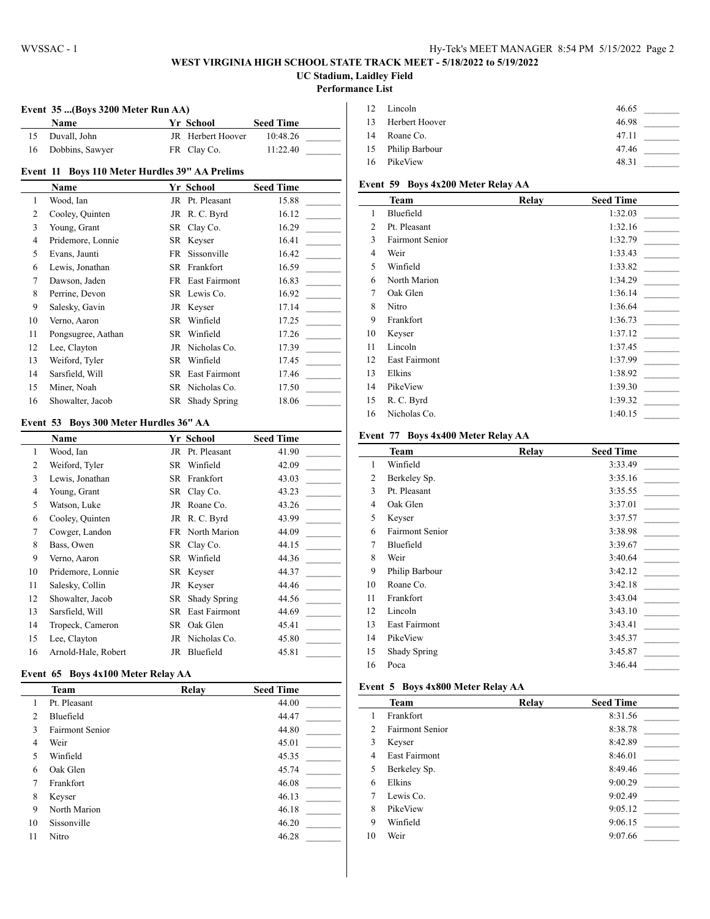# WEST VIRGINIA HIGH SCHOOL STATE TRACK MEET - 5/18/2022 to 5/19/2022

**UC Stadium, Laidley Field**

**Performance List**

### Event 35 ...(Boys 3200 Meter Run AA)

| | Name | Yr | School | Seed Time |
|---|---|---|---|---|
| 15 | Duvall, John | JR | Herbert Hoover | 10:48.26 |
| 16 | Dobbins, Sawyer | FR | Clay Co. | 11:22.40 |

### Event 11 Boys 110 Meter Hurdles 39" AA Prelims

| | Name | Yr | School | Seed Time |
|---|---|---|---|---|
| 1 | Wood, Ian | JR | Pt. Pleasant | 15.88 |
| 2 | Cooley, Quinten | JR | R. C. Byrd | 16.12 |
| 3 | Young, Grant | SR | Clay Co. | 16.29 |
| 4 | Pridemore, Lonnie | SR | Keyser | 16.41 |
| 5 | Evans, Jaunti | FR | Sissonville | 16.42 |
| 6 | Lewis, Jonathan | SR | Frankfort | 16.59 |
| 7 | Dawson, Jaden | FR | East Fairmont | 16.83 |
| 8 | Perrine, Devon | SR | Lewis Co. | 16.92 |
| 9 | Salesky, Gavin | JR | Keyser | 17.14 |
| 10 | Verno, Aaron | SR | Winfield | 17.25 |
| 11 | Pongsugree, Aathan | SR | Winfield | 17.26 |
| 12 | Lee, Clayton | JR | Nicholas Co. | 17.39 |
| 13 | Weiford, Tyler | SR | Winfield | 17.45 |
| 14 | Sarsfield, Will | SR | East Fairmont | 17.46 |
| 15 | Miner, Noah | SR | Nicholas Co. | 17.50 |
| 16 | Showalter, Jacob | SR | Shady Spring | 18.06 |

### Event 53 Boys 300 Meter Hurdles 36" AA

| | Name | Yr | School | Seed Time |
|---|---|---|---|---|
| 1 | Wood, Ian | JR | Pt. Pleasant | 41.90 |
| 2 | Weiford, Tyler | SR | Winfield | 42.09 |
| 3 | Lewis, Jonathan | SR | Frankfort | 43.03 |
| 4 | Young, Grant | SR | Clay Co. | 43.23 |
| 5 | Watson, Luke | JR | Roane Co. | 43.26 |
| 6 | Cooley, Quinten | JR | R. C. Byrd | 43.99 |
| 7 | Cowger, Landon | FR | North Marion | 44.09 |
| 8 | Bass, Owen | SR | Clay Co. | 44.15 |
| 9 | Verno, Aaron | SR | Winfield | 44.36 |
| 10 | Pridemore, Lonnie | SR | Keyser | 44.37 |
| 11 | Salesky, Collin | JR | Keyser | 44.46 |
| 12 | Showalter, Jacob | SR | Shady Spring | 44.56 |
| 13 | Sarsfield, Will | SR | East Fairmont | 44.69 |
| 14 | Tropeck, Cameron | SR | Oak Glen | 45.41 |
| 15 | Lee, Clayton | JR | Nicholas Co. | 45.80 |
| 16 | Arnold-Hale, Robert | JR | Bluefield | 45.81 |

### Event 65 Boys 4x100 Meter Relay AA

| | Team | Relay | Seed Time |
|---|---|---|---|
| 1 | Pt. Pleasant | | 44.00 |
| 2 | Bluefield | | 44.47 |
| 3 | Fairmont Senior | | 44.80 |
| 4 | Weir | | 45.01 |
| 5 | Winfield | | 45.35 |
| 6 | Oak Glen | | 45.74 |
| 7 | Frankfort | | 46.08 |
| 8 | Keyser | | 46.13 |
| 9 | North Marion | | 46.18 |
| 10 | Sissonville | | 46.20 |
| 11 | Nitro | | 46.28 |
| 12 | Lincoln | | 46.65 |
| 13 | Herbert Hoover | | 46.98 |
| 14 | Roane Co. | | 47.11 |
| 15 | Philip Barbour | | 47.46 |
| 16 | PikeView | | 48.31 |

### Event 59 Boys 4x200 Meter Relay AA

| | Team | Relay | Seed Time |
|---|---|---|---|
| 1 | Bluefield | | 1:32.03 |
| 2 | Pt. Pleasant | | 1:32.16 |
| 3 | Fairmont Senior | | 1:32.79 |
| 4 | Weir | | 1:33.43 |
| 5 | Winfield | | 1:33.82 |
| 6 | North Marion | | 1:34.29 |
| 7 | Oak Glen | | 1:36.14 |
| 8 | Nitro | | 1:36.64 |
| 9 | Frankfort | | 1:36.73 |
| 10 | Keyser | | 1:37.12 |
| 11 | Lincoln | | 1:37.45 |
| 12 | East Fairmont | | 1:37.99 |
| 13 | Elkins | | 1:38.92 |
| 14 | PikeView | | 1:39.30 |
| 15 | R. C. Byrd | | 1:39.32 |
| 16 | Nicholas Co. | | 1:40.15 |

### Event 77 Boys 4x400 Meter Relay AA

| | Team | Relay | Seed Time |
|---|---|---|---|
| 1 | Winfield | | 3:33.49 |
| 2 | Berkeley Sp. | | 3:35.16 |
| 3 | Pt. Pleasant | | 3:35.55 |
| 4 | Oak Glen | | 3:37.01 |
| 5 | Keyser | | 3:37.57 |
| 6 | Fairmont Senior | | 3:38.98 |
| 7 | Bluefield | | 3:39.67 |
| 8 | Weir | | 3:40.64 |
| 9 | Philip Barbour | | 3:42.12 |
| 10 | Roane Co. | | 3:42.18 |
| 11 | Frankfort | | 3:43.04 |
| 12 | Lincoln | | 3:43.10 |
| 13 | East Fairmont | | 3:43.41 |
| 14 | PikeView | | 3:45.37 |
| 15 | Shady Spring | | 3:45.87 |
| 16 | Poca | | 3:46.44 |

### Event 5 Boys 4x800 Meter Relay AA

| | Team | Relay | Seed Time |
|---|---|---|---|
| 1 | Frankfort | | 8:31.56 |
| 2 | Fairmont Senior | | 8:38.78 |
| 3 | Keyser | | 8:42.89 |
| 4 | East Fairmont | | 8:46.01 |
| 5 | Berkeley Sp. | | 8:49.46 |
| 6 | Elkins | | 9:00.29 |
| 7 | Lewis Co. | | 9:02.49 |
| 8 | PikeView | | 9:05.12 |
| 9 | Winfield | | 9:06.15 |
| 10 | Weir | | 9:07.66 |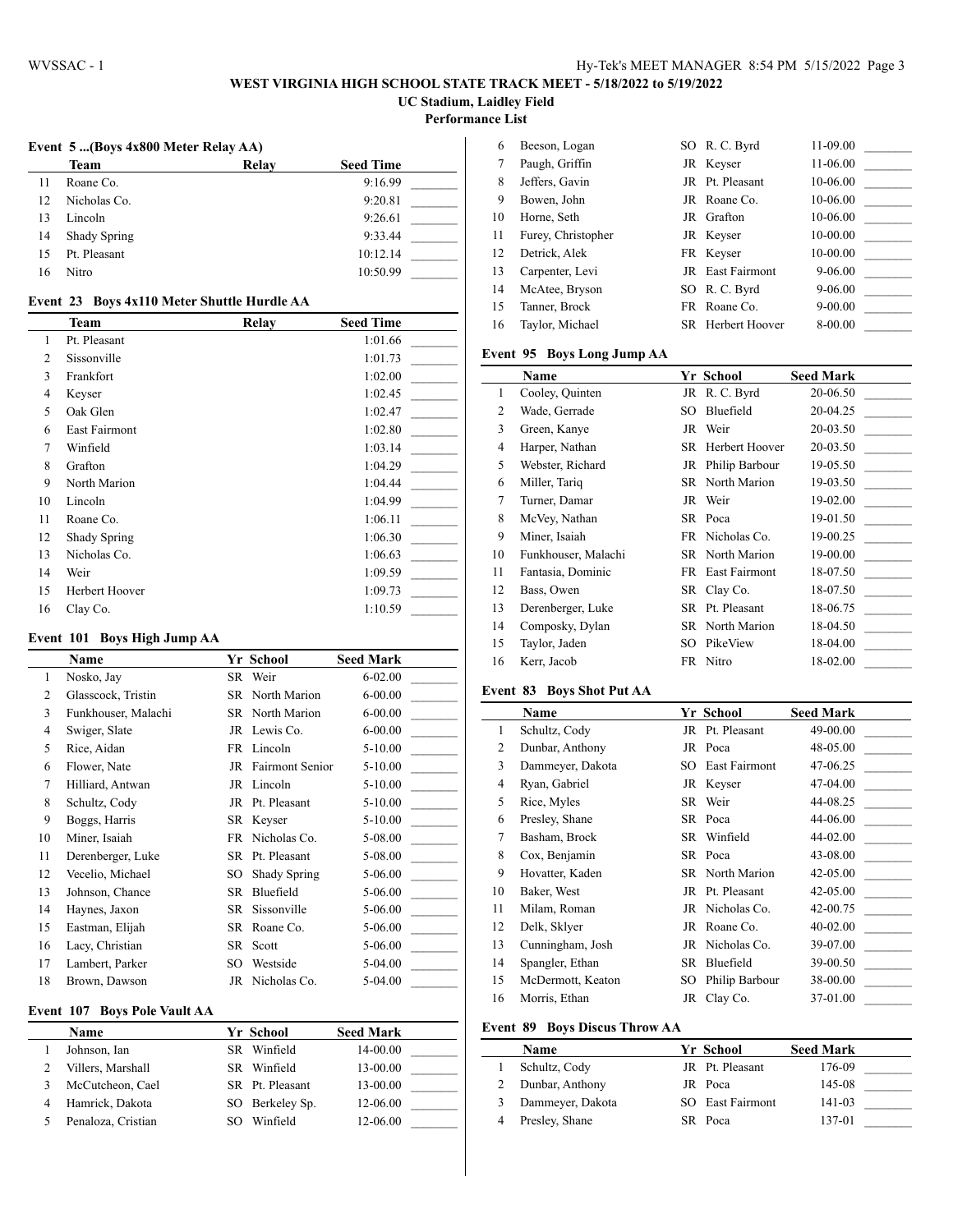**WEST VIRGINIA HIGH SCHOOL STATE TRACK MEET - 5/18/2022 to 5/19/2022**

**UC Stadium, Laidley Field**

**Performance List**

### Event 5 ...(Boys 4x800 Meter Relay AA)

| | Team | Relay | Seed Time | |
|---|---|---|---|---|
| 11 | Roane Co. | | 9:16.99 | _______ |
| 12 | Nicholas Co. | | 9:20.81 | _______ |
| 13 | Lincoln | | 9:26.61 | _______ |
| 14 | Shady Spring | | 9:33.44 | _______ |
| 15 | Pt. Pleasant | | 10:12.14 | _______ |
| 16 | Nitro | | 10:50.99 | _______ |

### Event 23 Boys 4x110 Meter Shuttle Hurdle AA

| | Team | Relay | Seed Time | |
|---|---|---|---|---|
| 1 | Pt. Pleasant | | 1:01.66 | _______ |
| 2 | Sissonville | | 1:01.73 | _______ |
| 3 | Frankfort | | 1:02.00 | _______ |
| 4 | Keyser | | 1:02.45 | _______ |
| 5 | Oak Glen | | 1:02.47 | _______ |
| 6 | East Fairmont | | 1:02.80 | _______ |
| 7 | Winfield | | 1:03.14 | _______ |
| 8 | Grafton | | 1:04.29 | _______ |
| 9 | North Marion | | 1:04.44 | _______ |
| 10 | Lincoln | | 1:04.99 | _______ |
| 11 | Roane Co. | | 1:06.11 | _______ |
| 12 | Shady Spring | | 1:06.30 | _______ |
| 13 | Nicholas Co. | | 1:06.63 | _______ |
| 14 | Weir | | 1:09.59 | _______ |
| 15 | Herbert Hoover | | 1:09.73 | _______ |
| 16 | Clay Co. | | 1:10.59 | _______ |

### Event 101 Boys High Jump AA

| | Name | Yr | School | Seed Mark | |
|---|---|---|---|---|---|
| 1 | Nosko, Jay | SR | Weir | 6-02.00 | _______ |
| 2 | Glasscock, Tristin | SR | North Marion | 6-00.00 | _______ |
| 3 | Funkhouser, Malachi | SR | North Marion | 6-00.00 | _______ |
| 4 | Swiger, Slate | JR | Lewis Co. | 6-00.00 | _______ |
| 5 | Rice, Aidan | FR | Lincoln | 5-10.00 | _______ |
| 6 | Flower, Nate | JR | Fairmont Senior | 5-10.00 | _______ |
| 7 | Hilliard, Antwan | JR | Lincoln | 5-10.00 | _______ |
| 8 | Schultz, Cody | JR | Pt. Pleasant | 5-10.00 | _______ |
| 9 | Boggs, Harris | SR | Keyser | 5-10.00 | _______ |
| 10 | Miner, Isaiah | FR | Nicholas Co. | 5-08.00 | _______ |
| 11 | Derenberger, Luke | SR | Pt. Pleasant | 5-08.00 | _______ |
| 12 | Vecelio, Michael | SO | Shady Spring | 5-06.00 | _______ |
| 13 | Johnson, Chance | SR | Bluefield | 5-06.00 | _______ |
| 14 | Haynes, Jaxon | SR | Sissonville | 5-06.00 | _______ |
| 15 | Eastman, Elijah | SR | Roane Co. | 5-06.00 | _______ |
| 16 | Lacy, Christian | SR | Scott | 5-06.00 | _______ |
| 17 | Lambert, Parker | SO | Westside | 5-04.00 | _______ |
| 18 | Brown, Dawson | JR | Nicholas Co. | 5-04.00 | _______ |

### Event 107 Boys Pole Vault AA

| | Name | Yr | School | Seed Mark | |
|---|---|---|---|---|---|
| 1 | Johnson, Ian | SR | Winfield | 14-00.00 | _______ |
| 2 | Villers, Marshall | SR | Winfield | 13-00.00 | _______ |
| 3 | McCutcheon, Cael | SR | Pt. Pleasant | 13-00.00 | _______ |
| 4 | Hamrick, Dakota | SO | Berkeley Sp. | 12-06.00 | _______ |
| 5 | Penaloza, Cristian | SO | Winfield | 12-06.00 | _______ |
| 6 | Beeson, Logan | SO | R. C. Byrd | 11-09.00 | _______ |
| 7 | Paugh, Griffin | JR | Keyser | 11-06.00 | _______ |
| 8 | Jeffers, Gavin | JR | Pt. Pleasant | 10-06.00 | _______ |
| 9 | Bowen, John | JR | Roane Co. | 10-06.00 | _______ |
| 10 | Horne, Seth | JR | Grafton | 10-06.00 | _______ |
| 11 | Furey, Christopher | JR | Keyser | 10-00.00 | _______ |
| 12 | Detrick, Alek | FR | Keyser | 10-00.00 | _______ |
| 13 | Carpenter, Levi | JR | East Fairmont | 9-06.00 | _______ |
| 14 | McAtee, Bryson | SO | R. C. Byrd | 9-06.00 | _______ |
| 15 | Tanner, Brock | FR | Roane Co. | 9-00.00 | _______ |
| 16 | Taylor, Michael | SR | Herbert Hoover | 8-00.00 | _______ |

### Event 95 Boys Long Jump AA

| | Name | Yr | School | Seed Mark | |
|---|---|---|---|---|---|
| 1 | Cooley, Quinten | JR | R. C. Byrd | 20-06.50 | _______ |
| 2 | Wade, Gerrade | SO | Bluefield | 20-04.25 | _______ |
| 3 | Green, Kanye | JR | Weir | 20-03.50 | _______ |
| 4 | Harper, Nathan | SR | Herbert Hoover | 20-03.50 | _______ |
| 5 | Webster, Richard | JR | Philip Barbour | 19-05.50 | _______ |
| 6 | Miller, Tariq | SR | North Marion | 19-03.50 | _______ |
| 7 | Turner, Damar | JR | Weir | 19-02.00 | _______ |
| 8 | McVey, Nathan | SR | Poca | 19-01.50 | _______ |
| 9 | Miner, Isaiah | FR | Nicholas Co. | 19-00.25 | _______ |
| 10 | Funkhouser, Malachi | SR | North Marion | 19-00.00 | _______ |
| 11 | Fantasia, Dominic | FR | East Fairmont | 18-07.50 | _______ |
| 12 | Bass, Owen | SR | Clay Co. | 18-07.50 | _______ |
| 13 | Derenberger, Luke | SR | Pt. Pleasant | 18-06.75 | _______ |
| 14 | Composky, Dylan | SR | North Marion | 18-04.50 | _______ |
| 15 | Taylor, Jaden | SO | PikeView | 18-04.00 | _______ |
| 16 | Kerr, Jacob | FR | Nitro | 18-02.00 | _______ |

### Event 83 Boys Shot Put AA

| | Name | Yr | School | Seed Mark | |
|---|---|---|---|---|---|
| 1 | Schultz, Cody | JR | Pt. Pleasant | 49-00.00 | _______ |
| 2 | Dunbar, Anthony | JR | Poca | 48-05.00 | _______ |
| 3 | Dammeyer, Dakota | SO | East Fairmont | 47-06.25 | _______ |
| 4 | Ryan, Gabriel | JR | Keyser | 47-04.00 | _______ |
| 5 | Rice, Myles | SR | Weir | 44-08.25 | _______ |
| 6 | Presley, Shane | SR | Poca | 44-06.00 | _______ |
| 7 | Basham, Brock | SR | Winfield | 44-02.00 | _______ |
| 8 | Cox, Benjamin | SR | Poca | 43-08.00 | _______ |
| 9 | Hovatter, Kaden | SR | North Marion | 42-05.00 | _______ |
| 10 | Baker, West | JR | Pt. Pleasant | 42-05.00 | _______ |
| 11 | Milam, Roman | JR | Nicholas Co. | 42-00.75 | _______ |
| 12 | Delk, Sklyer | JR | Roane Co. | 40-02.00 | _______ |
| 13 | Cunningham, Josh | JR | Nicholas Co. | 39-07.00 | _______ |
| 14 | Spangler, Ethan | SR | Bluefield | 39-00.50 | _______ |
| 15 | McDermott, Keaton | SO | Philip Barbour | 38-00.00 | _______ |
| 16 | Morris, Ethan | JR | Clay Co. | 37-01.00 | _______ |

### Event 89 Boys Discus Throw AA

| | Name | Yr | School | Seed Mark | |
|---|---|---|---|---|---|
| 1 | Schultz, Cody | JR | Pt. Pleasant | 176-09 | _______ |
| 2 | Dunbar, Anthony | JR | Poca | 145-08 | _______ |
| 3 | Dammeyer, Dakota | SO | East Fairmont | 141-03 | _______ |
| 4 | Presley, Shane | SR | Poca | 137-01 | _______ |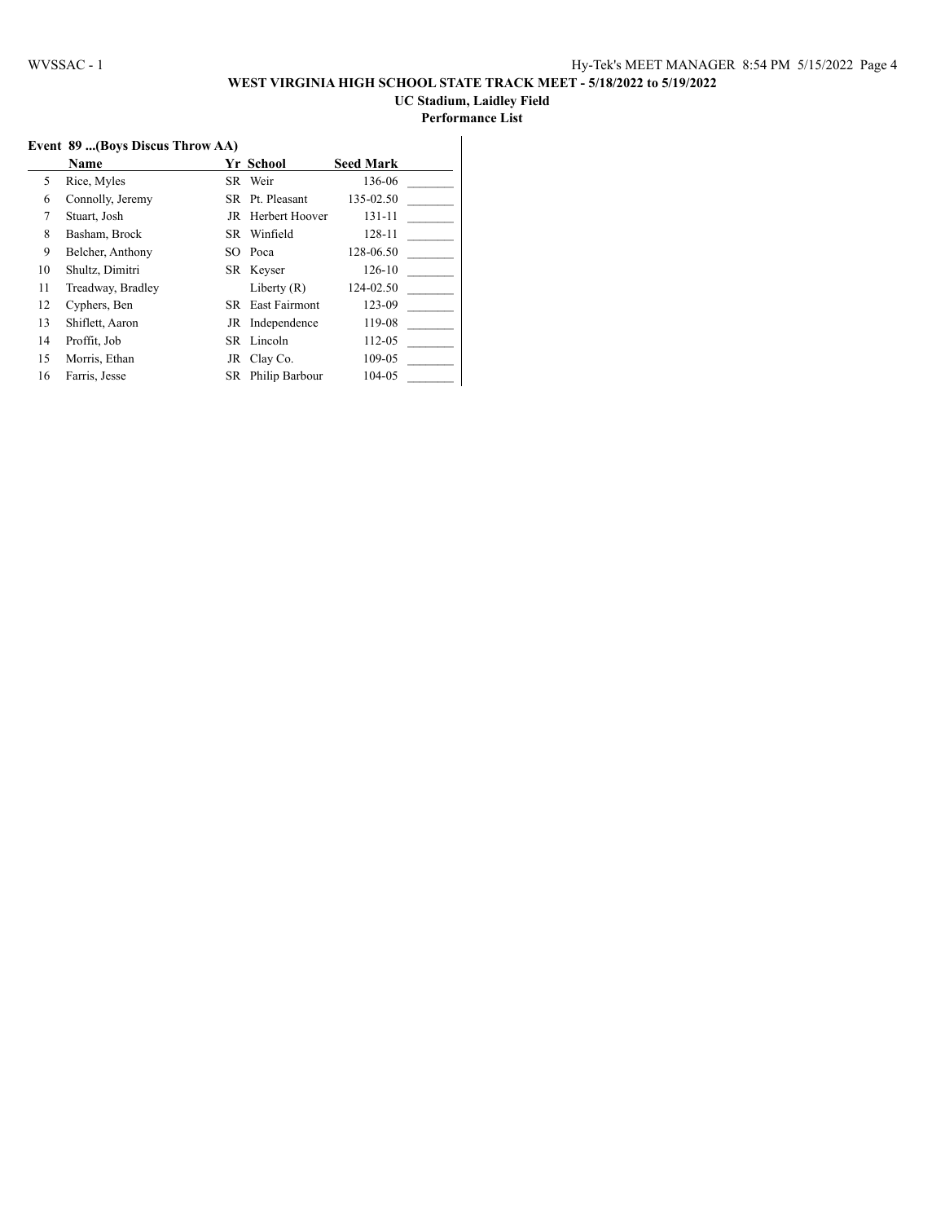**WEST VIRGINIA HIGH SCHOOL STATE TRACK MEET - 5/18/2022 to 5/19/2022**

**UC Stadium, Laidley Field**

**Performance List**

**Event 89 ...(Boys Discus Throw AA)**

| | Name | Yr | School | Seed Mark | |
|---|---|---|---|---|---|
| 5 | Rice, Myles | SR | Weir | 136-06 | _______ |
| 6 | Connolly, Jeremy | SR | Pt. Pleasant | 135-02.50 | _______ |
| 7 | Stuart, Josh | JR | Herbert Hoover | 131-11 | _______ |
| 8 | Basham, Brock | SR | Winfield | 128-11 | _______ |
| 9 | Belcher, Anthony | SO | Poca | 128-06.50 | _______ |
| 10 | Shultz, Dimitri | SR | Keyser | 126-10 | _______ |
| 11 | Treadway, Bradley | | Liberty (R) | 124-02.50 | _______ |
| 12 | Cyphers, Ben | SR | East Fairmont | 123-09 | _______ |
| 13 | Shiflett, Aaron | JR | Independence | 119-08 | _______ |
| 14 | Proffit, Job | SR | Lincoln | 112-05 | _______ |
| 15 | Morris, Ethan | JR | Clay Co. | 109-05 | _______ |
| 16 | Farris, Jesse | SR | Philip Barbour | 104-05 | _______ |